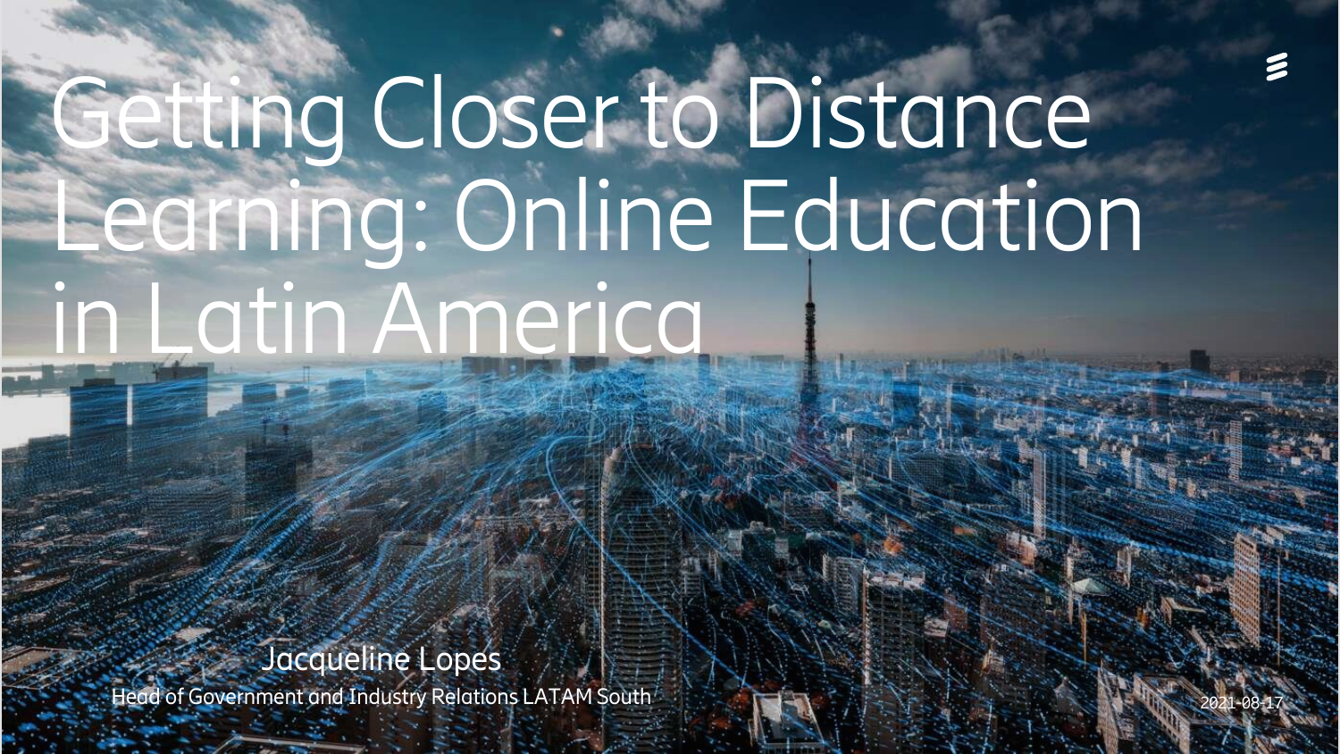# Getting Closer to Distance Learning: Online Education in Latin America

Jacqueline Lopes

Head of Government and Industry Relations LATAM South

2021-08-17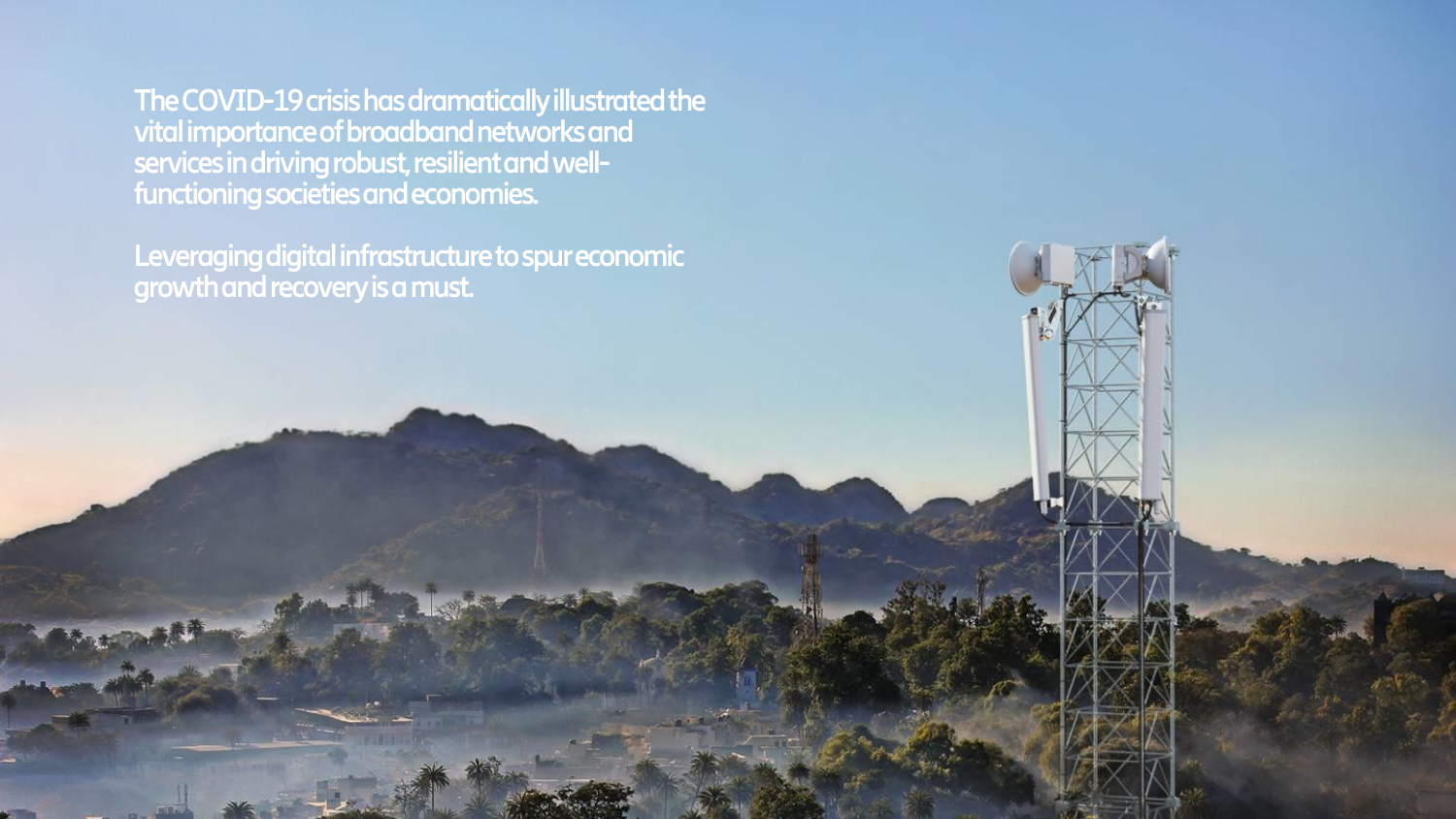**The COVID-19 crisis has dramatically illustrated the vital importance of broadband networks and services in driving robust, resilient and well-functioning societies and economies.**

**Leveraging digital infrastructure to spur economic growth and recovery is a must.**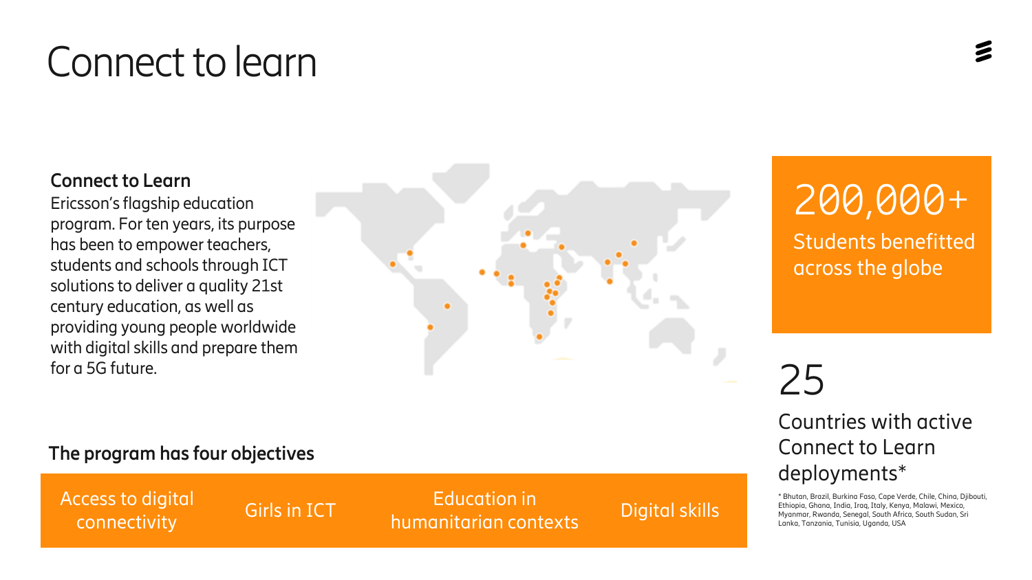# Connect to learn

**Connect to Learn**
Ericsson's flagship education program. For ten years, its purpose has been to empower teachers, students and schools through ICT solutions to deliver a quality 21st century education, as well as providing young people worldwide with digital skills and prepare them for a 5G future.

200,000+
Students benefitted across the globe

25
Countries with active Connect to Learn deployments*

* Bhutan, Brazil, Burkina Faso, Cape Verde, Chile, China, Djibouti, Ethiopia, Ghana, India, Iraq, Italy, Kenya, Malawi, Mexico, Myanmar, Rwanda, Senegal, South Africa, South Sudan, Sri Lanka, Tanzania, Tunisia, Uganda, USA

**The program has four objectives**

- Access to digital connectivity
- Girls in ICT
- Education in humanitarian contexts
- Digital skills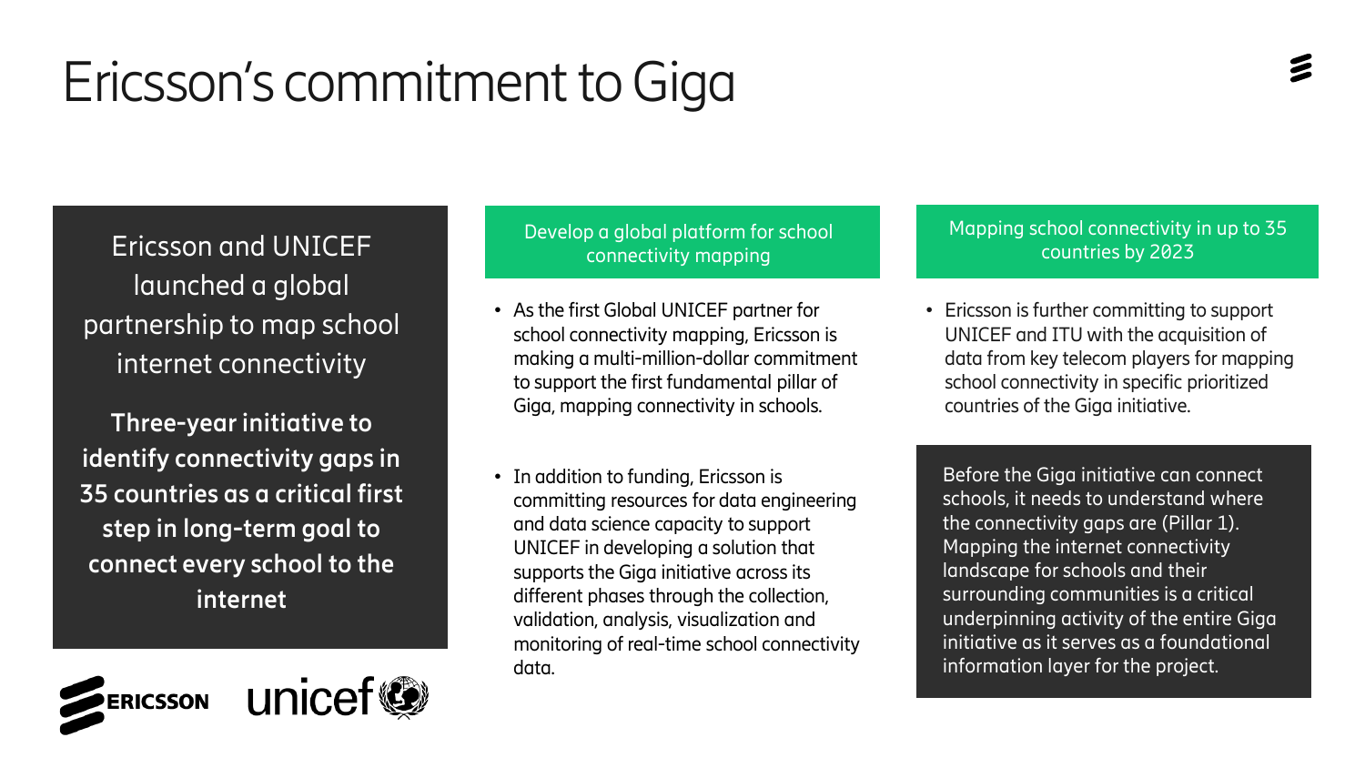# Ericsson's commitment to Giga

Ericsson and UNICEF launched a global partnership to map school internet connectivity

**Three-year initiative to identify connectivity gaps in 35 countries as a critical first step in long-term goal to connect every school to the internet**

## Develop a global platform for school connectivity mapping

- As the first Global UNICEF partner for school connectivity mapping, Ericsson is making a multi-million-dollar commitment to support the first fundamental pillar of Giga, mapping connectivity in schools.
- In addition to funding, Ericsson is committing resources for data engineering and data science capacity to support UNICEF in developing a solution that supports the Giga initiative across its different phases through the collection, validation, analysis, visualization and monitoring of real-time school connectivity data.

## Mapping school connectivity in up to 35 countries by 2023

- Ericsson is further committing to support UNICEF and ITU with the acquisition of data from key telecom players for mapping school connectivity in specific prioritized countries of the Giga initiative.

Before the Giga initiative can connect schools, it needs to understand where the connectivity gaps are (Pillar 1). Mapping the internet connectivity landscape for schools and their surrounding communities is a critical underpinning activity of the entire Giga initiative as it serves as a foundational information layer for the project.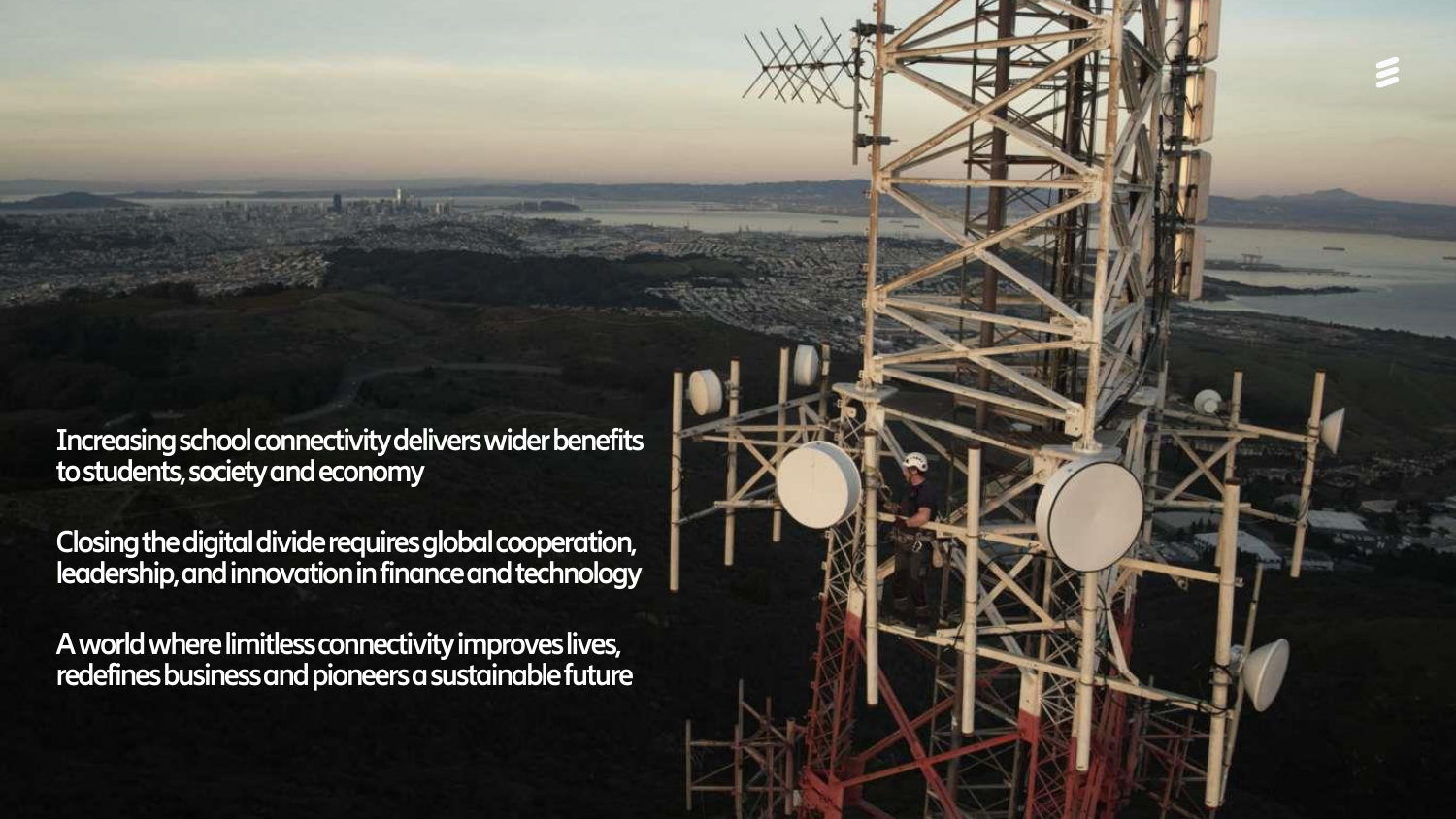Increasing school connectivity delivers wider benefits to students, society and economy

Closing the digital divide requires global cooperation, leadership, and innovation in finance and technology

A world where limitless connectivity improves lives, redefines business and pioneers a sustainable future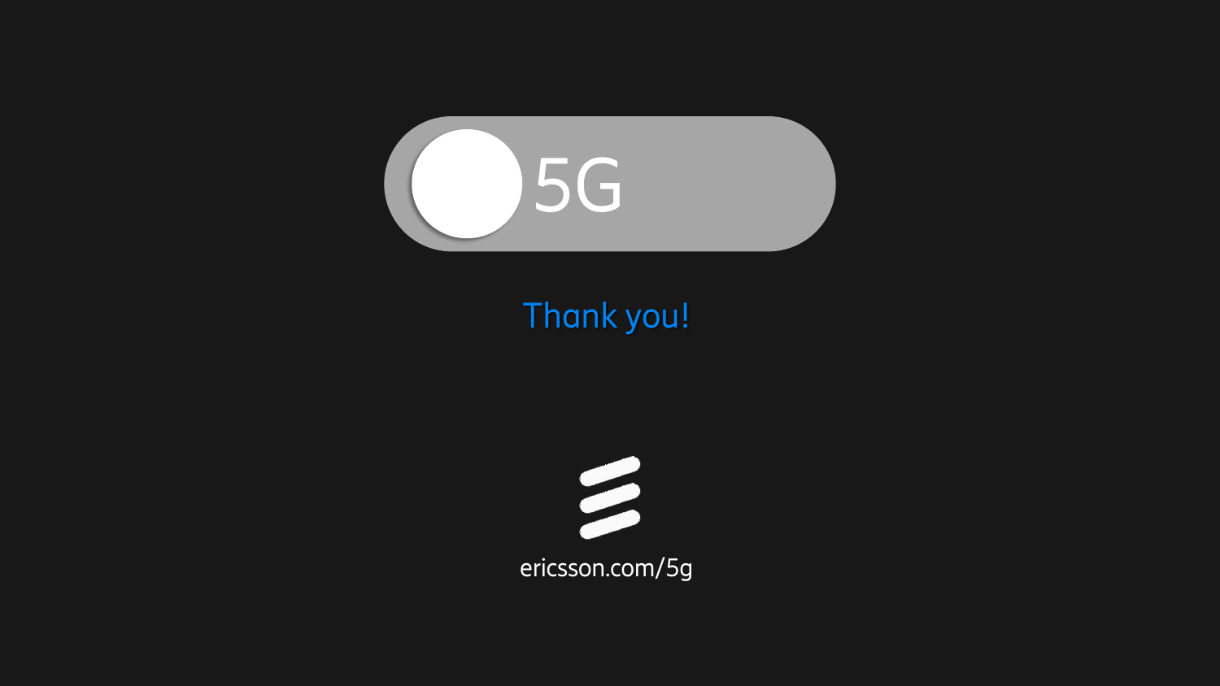5G

Thank you!

ericsson.com/5g